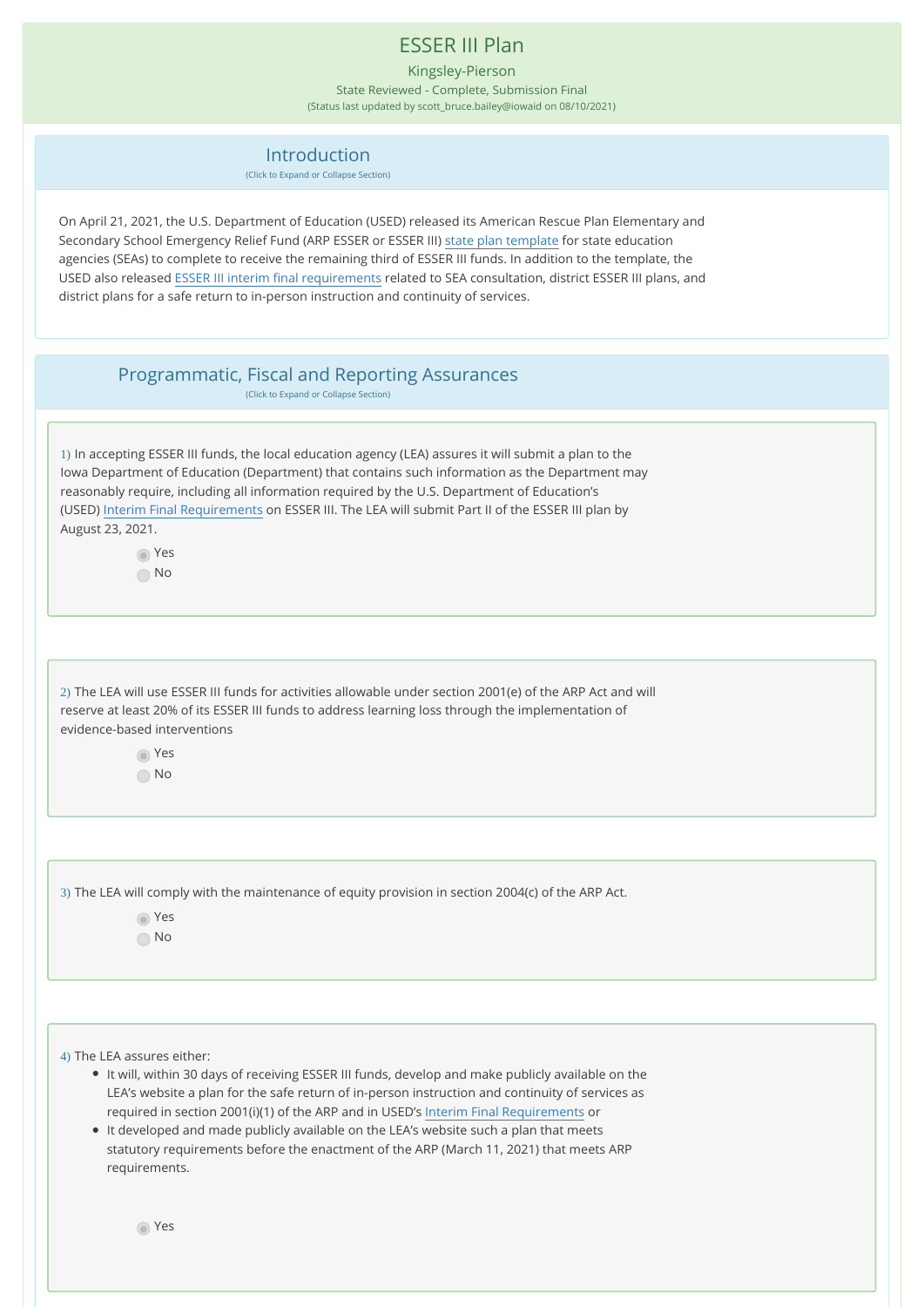# ESSER III Plan

Kingsley-Pierson

State Reviewed - Complete, Submission Final

(Status last updated by scott_bruce.bailey@iowaid on 08/10/2021)

## Introduction

(Click to Expand or Collapse Section)

On April 21, 2021, the U.S. Department of Education (USED) released its American Rescue Plan Elementary and Secondary School Emergency Relief Fund (ARP ESSER or ESSER III) state plan template for state education agencies (SEAs) to complete to receive the remaining third of ESSER III funds. In addition to the template, the USED also released ESSER III interim final requirements related to SEA consultation, district ESSER III plans, and district plans for a safe return to in-person instruction and continuity of services.

## Programmatic, Fiscal and Reporting Assurances

(Click to Expand or Collapse Section)

1) In accepting ESSER III funds, the local education agency (LEA) assures it will submit a plan to the Iowa Department of Education (Department) that contains such information as the Department may reasonably require, including all information required by the U.S. Department of Education's (USED) Interim Final Requirements on ESSER III. The LEA will submit Part II of the ESSER III plan by August 23, 2021.

- (●) Yes
- ( ) No

2) The LEA will use ESSER III funds for activities allowable under section 2001(e) of the ARP Act and will reserve at least 20% of its ESSER III funds to address learning loss through the implementation of evidence-based interventions

- (●) Yes
- ( ) No

3) The LEA will comply with the maintenance of equity provision in section 2004(c) of the ARP Act.

- (●) Yes
- ( ) No

4) The LEA assures either:

- It will, within 30 days of receiving ESSER III funds, develop and make publicly available on the LEA's website a plan for the safe return of in-person instruction and continuity of services as required in section 2001(i)(1) of the ARP and in USED's Interim Final Requirements or
- It developed and made publicly available on the LEA's website such a plan that meets statutory requirements before the enactment of the ARP (March 11, 2021) that meets ARP requirements.

- (●) Yes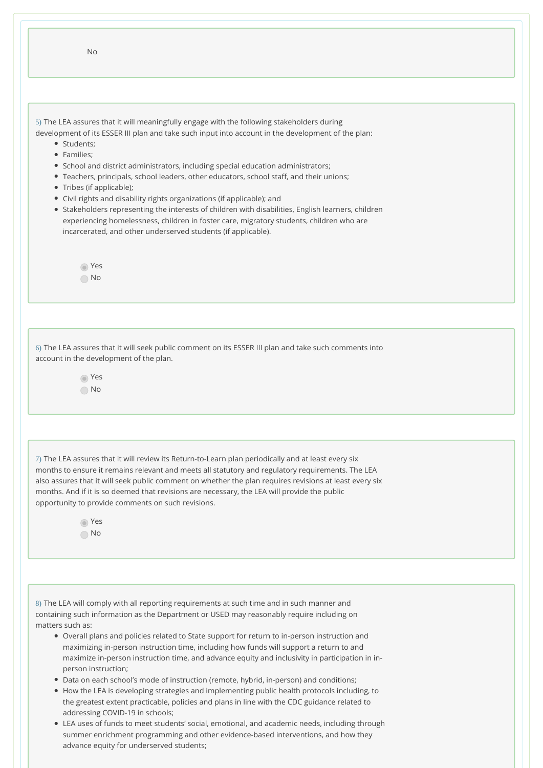No

5) The LEA assures that it will meaningfully engage with the following stakeholders during development of its ESSER III plan and take such input into account in the development of the plan:

- Students;
- Families;
- School and district administrators, including special education administrators;
- Teachers, principals, school leaders, other educators, school staff, and their unions;
- Tribes (if applicable);
- Civil rights and disability rights organizations (if applicable); and
- Stakeholders representing the interests of children with disabilities, English learners, children experiencing homelessness, children in foster care, migratory students, children who are incarcerated, and other underserved students (if applicable).

- (selected) Yes
- No

6) The LEA assures that it will seek public comment on its ESSER III plan and take such comments into account in the development of the plan.

- (selected) Yes
- No

7) The LEA assures that it will review its Return-to-Learn plan periodically and at least every six months to ensure it remains relevant and meets all statutory and regulatory requirements. The LEA also assures that it will seek public comment on whether the plan requires revisions at least every six months. And if it is so deemed that revisions are necessary, the LEA will provide the public opportunity to provide comments on such revisions.

- (selected) Yes
- No

8) The LEA will comply with all reporting requirements at such time and in such manner and containing such information as the Department or USED may reasonably require including on matters such as:

- Overall plans and policies related to State support for return to in-person instruction and maximizing in-person instruction time, including how funds will support a return to and maximize in-person instruction time, and advance equity and inclusivity in participation in in-person instruction;
- Data on each school's mode of instruction (remote, hybrid, in-person) and conditions;
- How the LEA is developing strategies and implementing public health protocols including, to the greatest extent practicable, policies and plans in line with the CDC guidance related to addressing COVID-19 in schools;
- LEA uses of funds to meet students' social, emotional, and academic needs, including through summer enrichment programming and other evidence-based interventions, and how they advance equity for underserved students;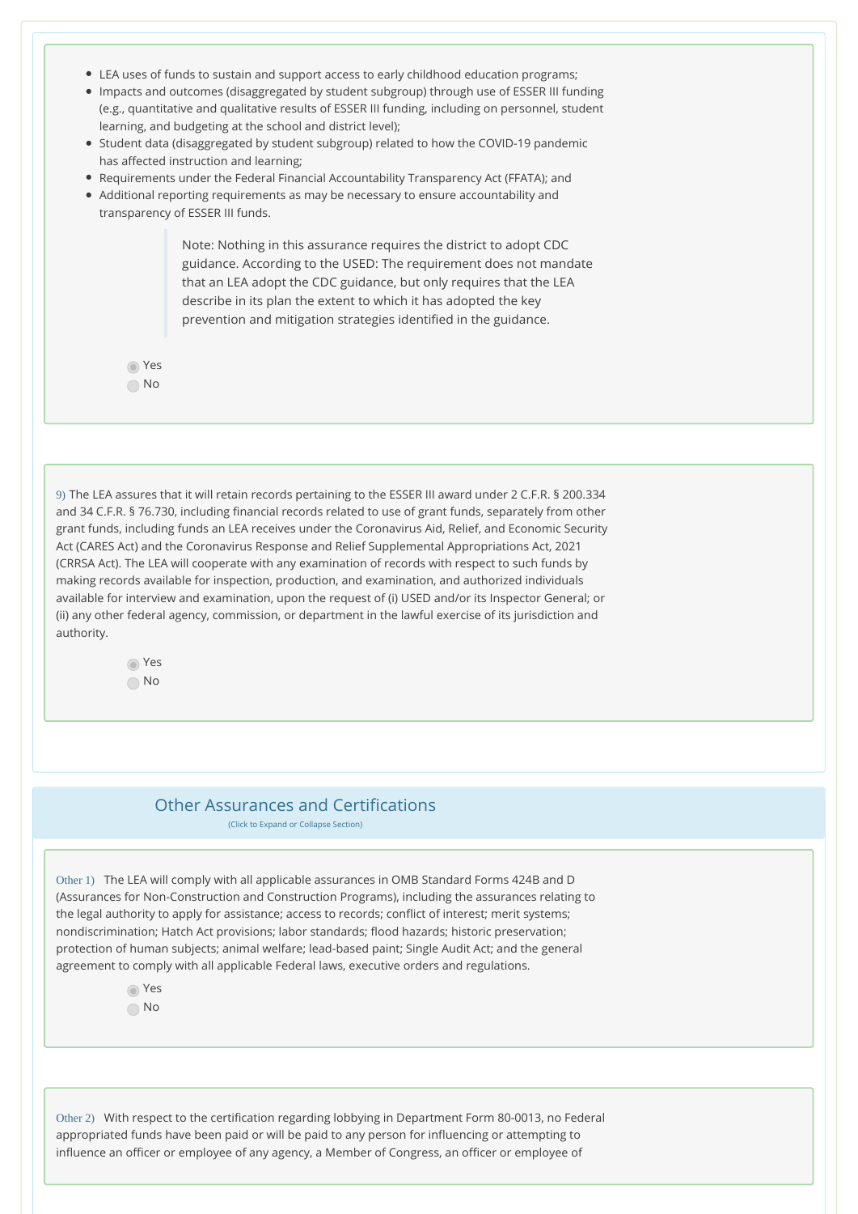- LEA uses of funds to sustain and support access to early childhood education programs;
- Impacts and outcomes (disaggregated by student subgroup) through use of ESSER III funding (e.g., quantitative and qualitative results of ESSER III funding, including on personnel, student learning, and budgeting at the school and district level);
- Student data (disaggregated by student subgroup) related to how the COVID-19 pandemic has affected instruction and learning;
- Requirements under the Federal Financial Accountability Transparency Act (FFATA); and
- Additional reporting requirements as may be necessary to ensure accountability and transparency of ESSER III funds.

> Note: Nothing in this assurance requires the district to adopt CDC guidance. According to the USED: The requirement does not mandate that an LEA adopt the CDC guidance, but only requires that the LEA describe in its plan the extent to which it has adopted the key prevention and mitigation strategies identified in the guidance.

- (•) Yes
- ( ) No

9) The LEA assures that it will retain records pertaining to the ESSER III award under 2 C.F.R. § 200.334 and 34 C.F.R. § 76.730, including financial records related to use of grant funds, separately from other grant funds, including funds an LEA receives under the Coronavirus Aid, Relief, and Economic Security Act (CARES Act) and the Coronavirus Response and Relief Supplemental Appropriations Act, 2021 (CRRSA Act). The LEA will cooperate with any examination of records with respect to such funds by making records available for inspection, production, and examination, and authorized individuals available for interview and examination, upon the request of (i) USED and/or its Inspector General; or (ii) any other federal agency, commission, or department in the lawful exercise of its jurisdiction and authority.

- (•) Yes
- ( ) No

## Other Assurances and Certifications

(Click to Expand or Collapse Section)

Other 1) The LEA will comply with all applicable assurances in OMB Standard Forms 424B and D (Assurances for Non-Construction and Construction Programs), including the assurances relating to the legal authority to apply for assistance; access to records; conflict of interest; merit systems; nondiscrimination; Hatch Act provisions; labor standards; flood hazards; historic preservation; protection of human subjects; animal welfare; lead-based paint; Single Audit Act; and the general agreement to comply with all applicable Federal laws, executive orders and regulations.

- (•) Yes
- ( ) No

Other 2) With respect to the certification regarding lobbying in Department Form 80-0013, no Federal appropriated funds have been paid or will be paid to any person for influencing or attempting to influence an officer or employee of any agency, a Member of Congress, an officer or employee of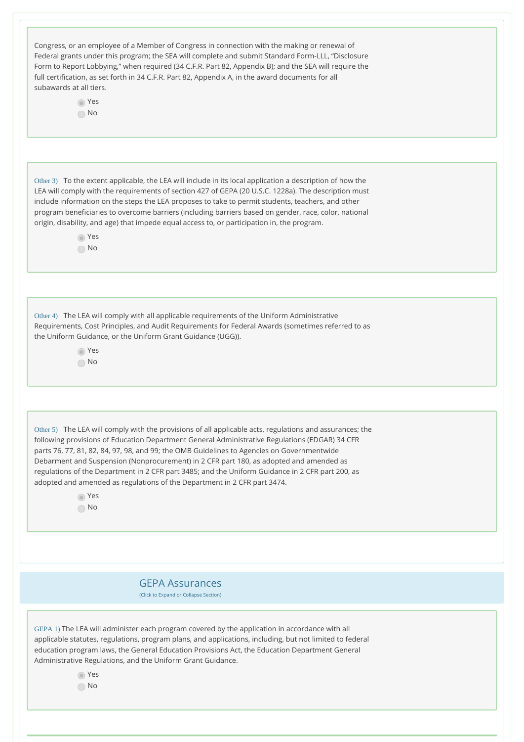Congress, or an employee of a Member of Congress in connection with the making or renewal of Federal grants under this program; the SEA will complete and submit Standard Form-LLL, "Disclosure Form to Report Lobbying," when required (34 C.F.R. Part 82, Appendix B); and the SEA will require the full certification, as set forth in 34 C.F.R. Part 82, Appendix A, in the award documents for all subawards at all tiers.

- (selected) Yes
- No

Other 3) To the extent applicable, the LEA will include in its local application a description of how the LEA will comply with the requirements of section 427 of GEPA (20 U.S.C. 1228a). The description must include information on the steps the LEA proposes to take to permit students, teachers, and other program beneficiaries to overcome barriers (including barriers based on gender, race, color, national origin, disability, and age) that impede equal access to, or participation in, the program.

- (selected) Yes
- No

Other 4) The LEA will comply with all applicable requirements of the Uniform Administrative Requirements, Cost Principles, and Audit Requirements for Federal Awards (sometimes referred to as the Uniform Guidance, or the Uniform Grant Guidance (UGG)).

- (selected) Yes
- No

Other 5) The LEA will comply with the provisions of all applicable acts, regulations and assurances; the following provisions of Education Department General Administrative Regulations (EDGAR) 34 CFR parts 76, 77, 81, 82, 84, 97, 98, and 99; the OMB Guidelines to Agencies on Governmentwide Debarment and Suspension (Nonprocurement) in 2 CFR part 180, as adopted and amended as regulations of the Department in 2 CFR part 3485; and the Uniform Guidance in 2 CFR part 200, as adopted and amended as regulations of the Department in 2 CFR part 3474.

- (selected) Yes
- No

## GEPA Assurances

(Click to Expand or Collapse Section)

GEPA 1) The LEA will administer each program covered by the application in accordance with all applicable statutes, regulations, program plans, and applications, including, but not limited to federal education program laws, the General Education Provisions Act, the Education Department General Administrative Regulations, and the Uniform Grant Guidance.

- (selected) Yes
- No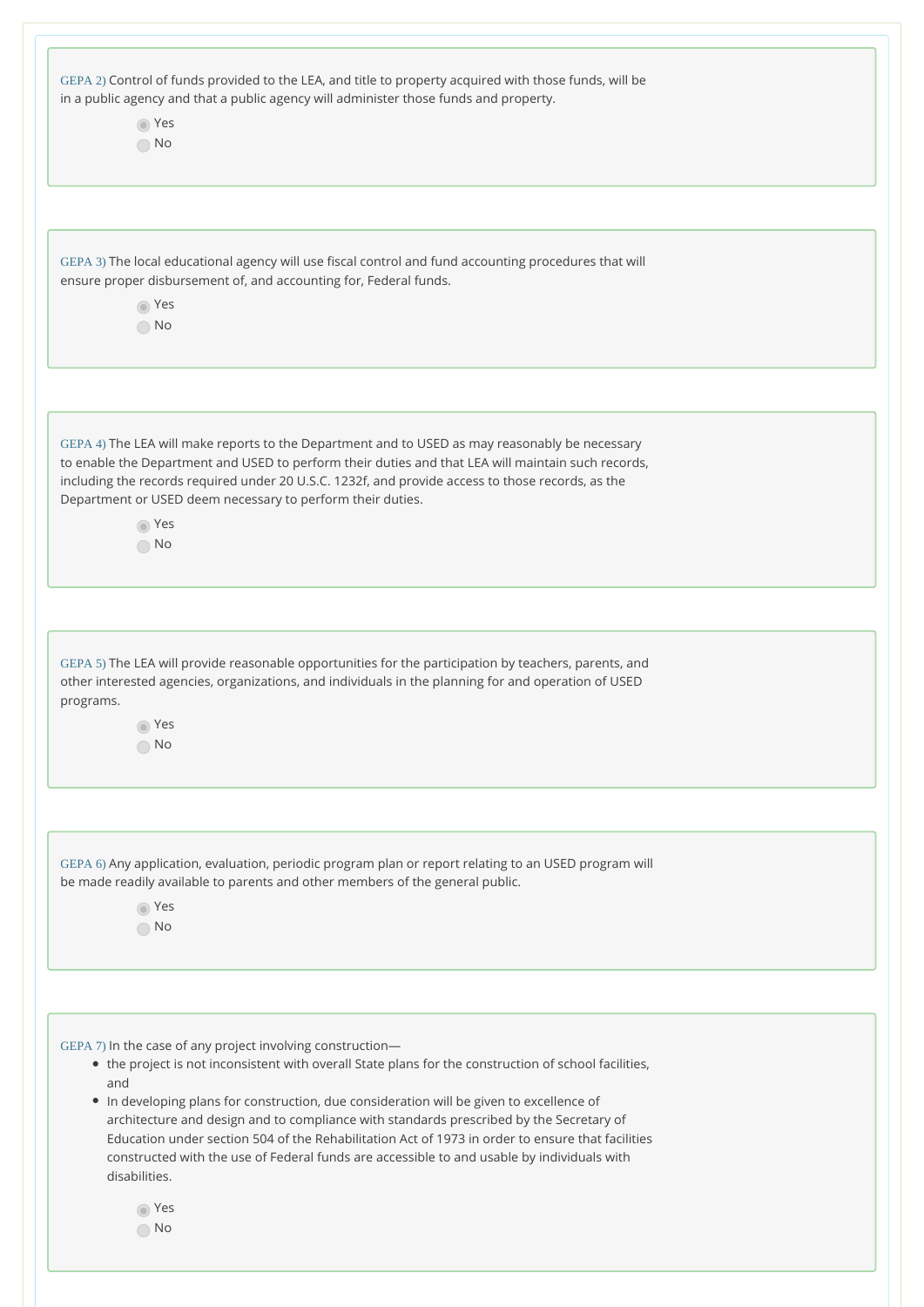GEPA 2) Control of funds provided to the LEA, and title to property acquired with those funds, will be in a public agency and that a public agency will administer those funds and property.

- [x] Yes
- [ ] No

GEPA 3) The local educational agency will use fiscal control and fund accounting procedures that will ensure proper disbursement of, and accounting for, Federal funds.

- [x] Yes
- [ ] No

GEPA 4) The LEA will make reports to the Department and to USED as may reasonably be necessary to enable the Department and USED to perform their duties and that LEA will maintain such records, including the records required under 20 U.S.C. 1232f, and provide access to those records, as the Department or USED deem necessary to perform their duties.

- [x] Yes
- [ ] No

GEPA 5) The LEA will provide reasonable opportunities for the participation by teachers, parents, and other interested agencies, organizations, and individuals in the planning for and operation of USED programs.

- [x] Yes
- [ ] No

GEPA 6) Any application, evaluation, periodic program plan or report relating to an USED program will be made readily available to parents and other members of the general public.

- [x] Yes
- [ ] No

GEPA 7) In the case of any project involving construction—

- the project is not inconsistent with overall State plans for the construction of school facilities, and
- In developing plans for construction, due consideration will be given to excellence of architecture and design and to compliance with standards prescribed by the Secretary of Education under section 504 of the Rehabilitation Act of 1973 in order to ensure that facilities constructed with the use of Federal funds are accessible to and usable by individuals with disabilities.

- [x] Yes
- [ ] No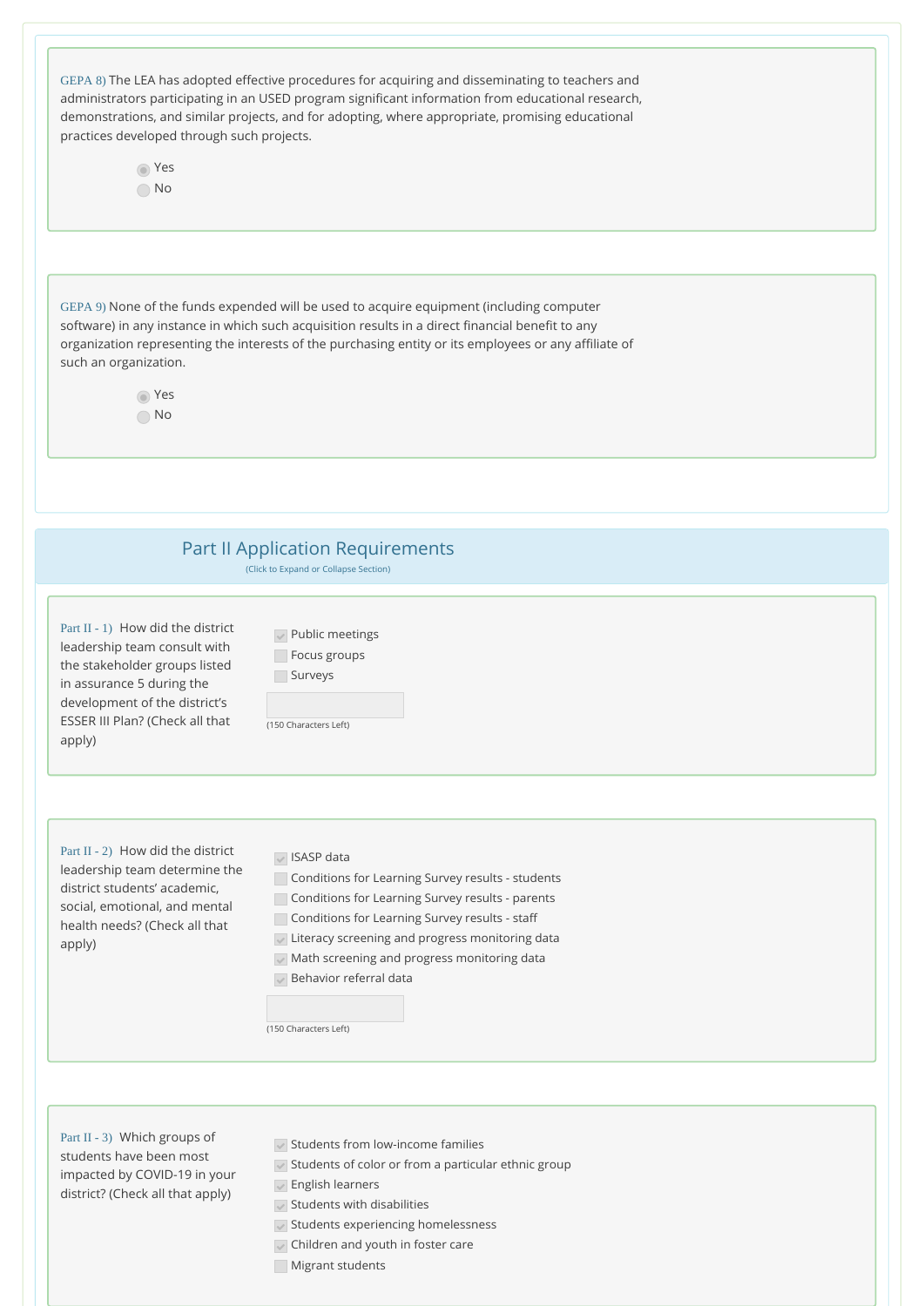GEPA 8) The LEA has adopted effective procedures for acquiring and disseminating to teachers and administrators participating in an USED program significant information from educational research, demonstrations, and similar projects, and for adopting, where appropriate, promising educational practices developed through such projects.

- (x) Yes
- ( ) No

GEPA 9) None of the funds expended will be used to acquire equipment (including computer software) in any instance in which such acquisition results in a direct financial benefit to any organization representing the interests of the purchasing entity or its employees or any affiliate of such an organization.

- (x) Yes
- ( ) No

## Part II Application Requirements

(Click to Expand or Collapse Section)

Part II - 1) How did the district leadership team consult with the stakeholder groups listed in assurance 5 during the development of the district's ESSER III Plan? (Check all that apply)

- [x] Public meetings
- [ ] Focus groups
- [ ] Surveys

(150 Characters Left)

Part II - 2) How did the district leadership team determine the district students' academic, social, emotional, and mental health needs? (Check all that apply)

- [x] ISASP data
- [ ] Conditions for Learning Survey results - students
- [ ] Conditions for Learning Survey results - parents
- [ ] Conditions for Learning Survey results - staff
- [x] Literacy screening and progress monitoring data
- [x] Math screening and progress monitoring data
- [x] Behavior referral data

(150 Characters Left)

Part II - 3) Which groups of students have been most impacted by COVID-19 in your district? (Check all that apply)

- [x] Students from low-income families
- [x] Students of color or from a particular ethnic group
- [x] English learners
- [x] Students with disabilities
- [x] Students experiencing homelessness
- [x] Children and youth in foster care
- [ ] Migrant students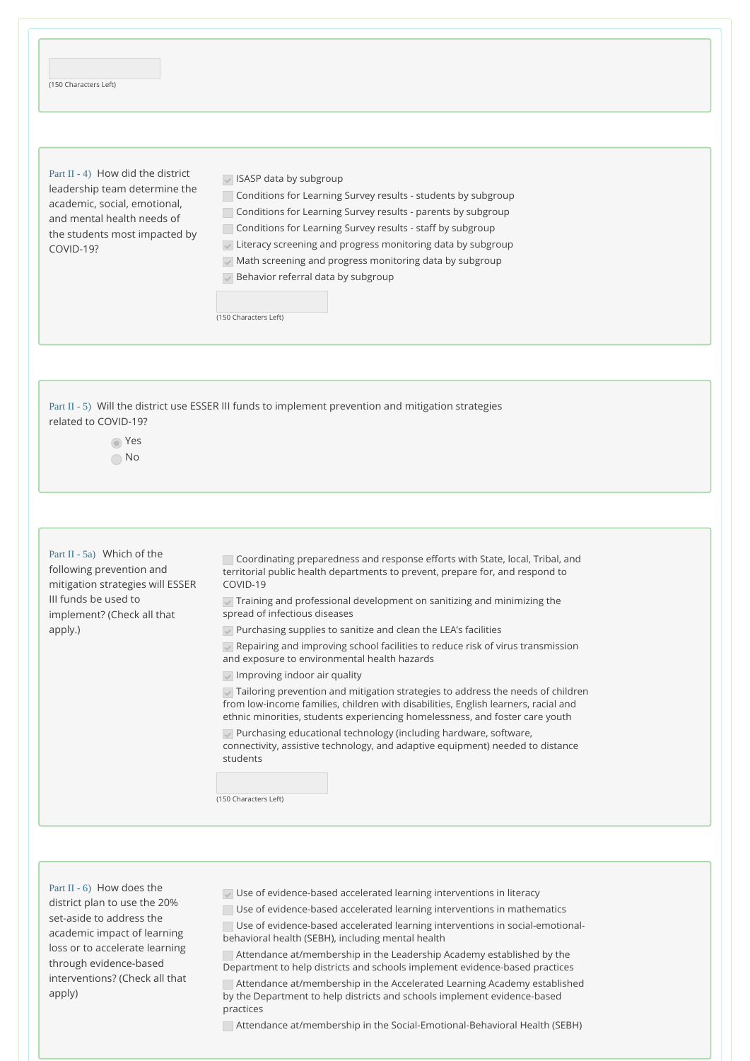(150 Characters Left)

**Part II - 4)** How did the district leadership team determine the academic, social, emotional, and mental health needs of the students most impacted by COVID-19?

- [x] ISASP data by subgroup
- [ ] Conditions for Learning Survey results - students by subgroup
- [ ] Conditions for Learning Survey results - parents by subgroup
- [ ] Conditions for Learning Survey results - staff by subgroup
- [x] Literacy screening and progress monitoring data by subgroup
- [x] Math screening and progress monitoring data by subgroup
- [x] Behavior referral data by subgroup

(150 Characters Left)

**Part II - 5)** Will the district use ESSER III funds to implement prevention and mitigation strategies related to COVID-19?

- (•) Yes
- ( ) No

**Part II - 5a)** Which of the following prevention and mitigation strategies will ESSER III funds be used to implement? (Check all that apply.)

- [ ] Coordinating preparedness and response efforts with State, local, Tribal, and territorial public health departments to prevent, prepare for, and respond to COVID-19
- [x] Training and professional development on sanitizing and minimizing the spread of infectious diseases
- [x] Purchasing supplies to sanitize and clean the LEA's facilities
- [x] Repairing and improving school facilities to reduce risk of virus transmission and exposure to environmental health hazards
- [x] Improving indoor air quality
- [x] Tailoring prevention and mitigation strategies to address the needs of children from low-income families, children with disabilities, English learners, racial and ethnic minorities, students experiencing homelessness, and foster care youth
- [x] Purchasing educational technology (including hardware, software, connectivity, assistive technology, and adaptive equipment) needed to distance students

(150 Characters Left)

**Part II - 6)** How does the district plan to use the 20% set-aside to address the academic impact of learning loss or to accelerate learning through evidence-based interventions? (Check all that apply)

- [x] Use of evidence-based accelerated learning interventions in literacy
- [ ] Use of evidence-based accelerated learning interventions in mathematics
- [ ] Use of evidence-based accelerated learning interventions in social-emotional-behavioral health (SEBH), including mental health
- [ ] Attendance at/membership in the Leadership Academy established by the Department to help districts and schools implement evidence-based practices
- [ ] Attendance at/membership in the Accelerated Learning Academy established by the Department to help districts and schools implement evidence-based practices
- [ ] Attendance at/membership in the Social-Emotional-Behavioral Health (SEBH)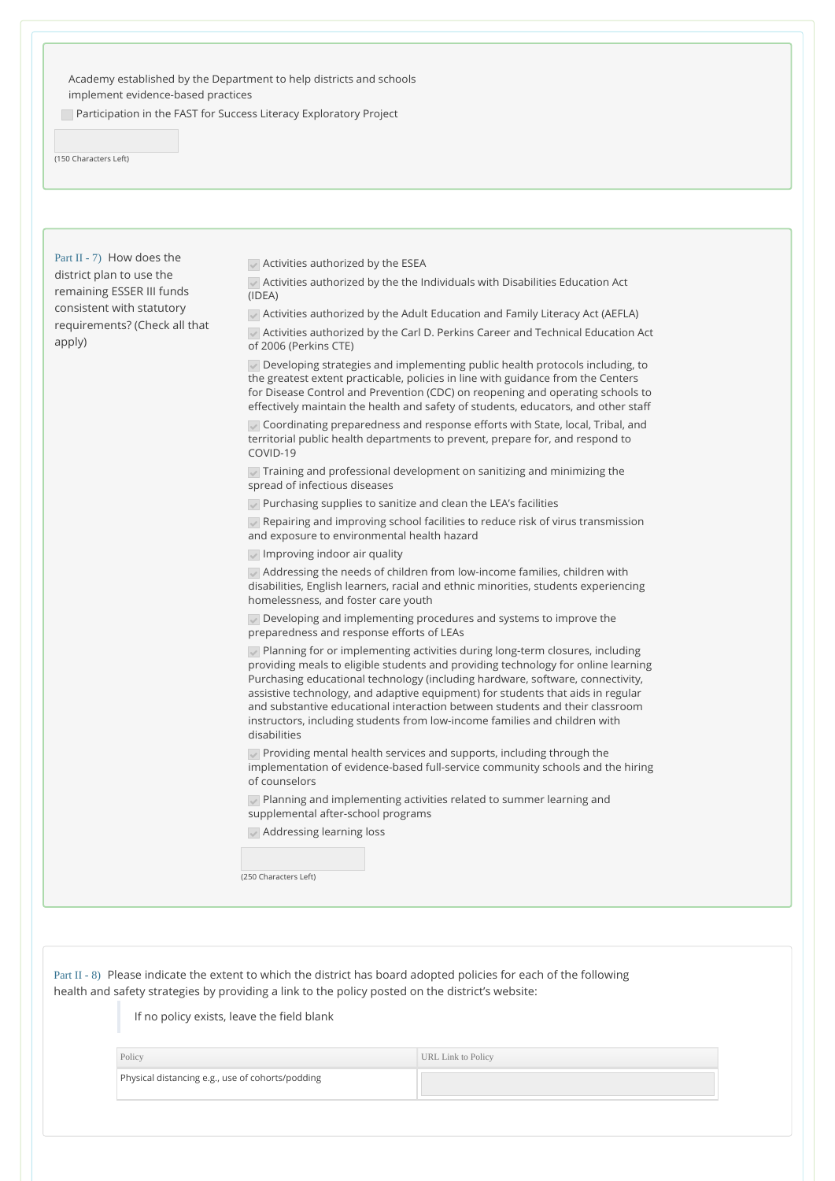Academy established by the Department to help districts and schools implement evidence-based practices

- [ ] Participation in the FAST for Success Literacy Exploratory Project

(150 Characters Left)

Part II - 7) How does the district plan to use the remaining ESSER III funds consistent with statutory requirements? (Check all that apply)

- [x] Activities authorized by the ESEA
- [x] Activities authorized by the the Individuals with Disabilities Education Act (IDEA)
- [x] Activities authorized by the Adult Education and Family Literacy Act (AEFLA)
- [x] Activities authorized by the Carl D. Perkins Career and Technical Education Act of 2006 (Perkins CTE)
- [x] Developing strategies and implementing public health protocols including, to the greatest extent practicable, policies in line with guidance from the Centers for Disease Control and Prevention (CDC) on reopening and operating schools to effectively maintain the health and safety of students, educators, and other staff
- [x] Coordinating preparedness and response efforts with State, local, Tribal, and territorial public health departments to prevent, prepare for, and respond to COVID-19
- [x] Training and professional development on sanitizing and minimizing the spread of infectious diseases
- [x] Purchasing supplies to sanitize and clean the LEA's facilities
- [x] Repairing and improving school facilities to reduce risk of virus transmission and exposure to environmental health hazard
- [x] Improving indoor air quality
- [x] Addressing the needs of children from low-income families, children with disabilities, English learners, racial and ethnic minorities, students experiencing homelessness, and foster care youth
- [x] Developing and implementing procedures and systems to improve the preparedness and response efforts of LEAs
- [x] Planning for or implementing activities during long-term closures, including providing meals to eligible students and providing technology for online learning Purchasing educational technology (including hardware, software, connectivity, assistive technology, and adaptive equipment) for students that aids in regular and substantive educational interaction between students and their classroom instructors, including students from low-income families and children with disabilities
- [x] Providing mental health services and supports, including through the implementation of evidence-based full-service community schools and the hiring of counselors
- [x] Planning and implementing activities related to summer learning and supplemental after-school programs
- [x] Addressing learning loss

(250 Characters Left)

Part II - 8) Please indicate the extent to which the district has board adopted policies for each of the following health and safety strategies by providing a link to the policy posted on the district's website:

> If no policy exists, leave the field blank

| Policy | URL Link to Policy |
|---|---|
| Physical distancing e.g., use of cohorts/podding | |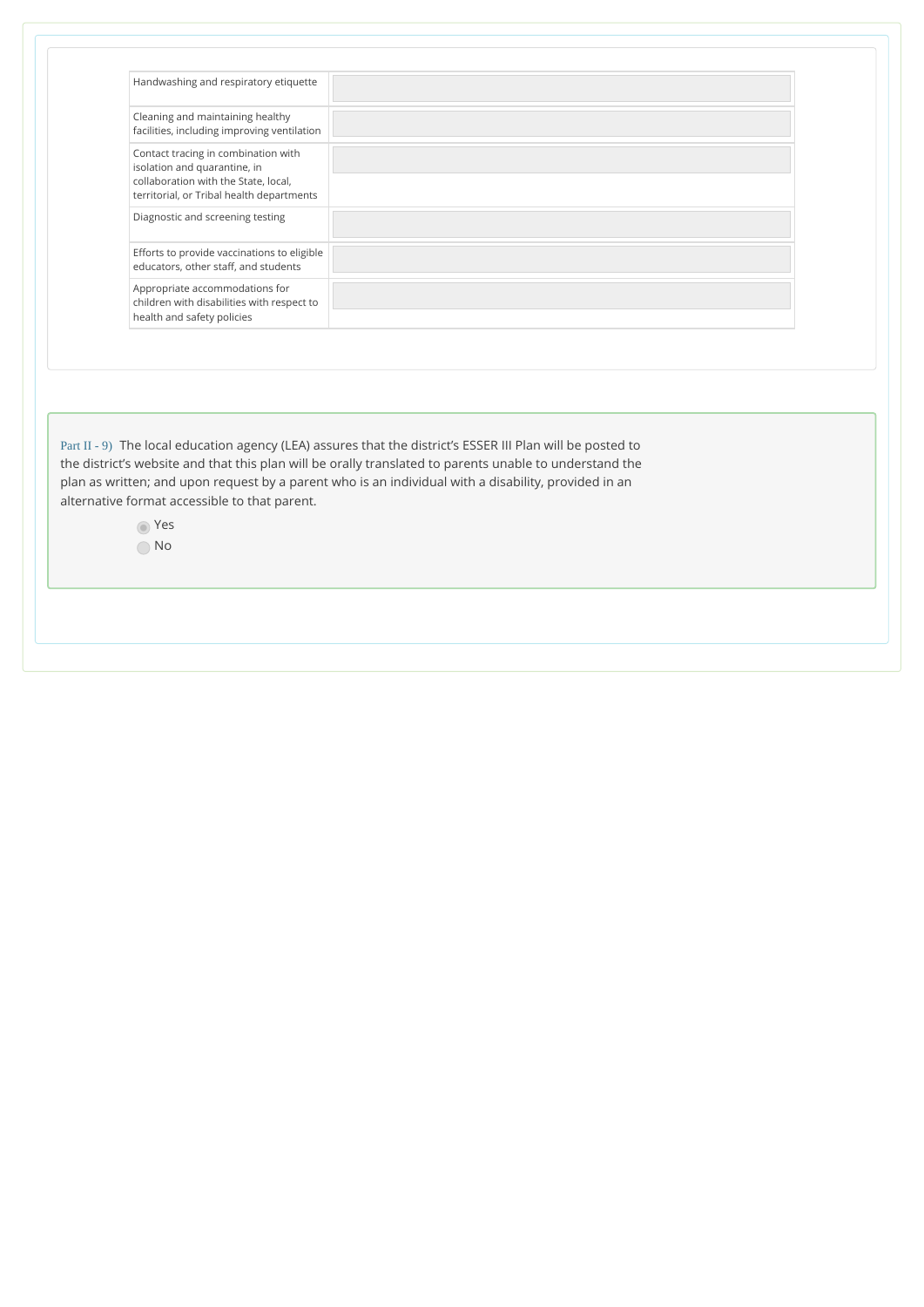| | |
|---|---|
| Handwashing and respiratory etiquette | |
| Cleaning and maintaining healthy facilities, including improving ventilation | |
| Contact tracing in combination with isolation and quarantine, in collaboration with the State, local, territorial, or Tribal health departments | |
| Diagnostic and screening testing | |
| Efforts to provide vaccinations to eligible educators, other staff, and students | |
| Appropriate accommodations for children with disabilities with respect to health and safety policies | |

Part II - 9) The local education agency (LEA) assures that the district's ESSER III Plan will be posted to the district's website and that this plan will be orally translated to parents unable to understand the plan as written; and upon request by a parent who is an individual with a disability, provided in an alternative format accessible to that parent.

- (●) Yes
- ( ) No